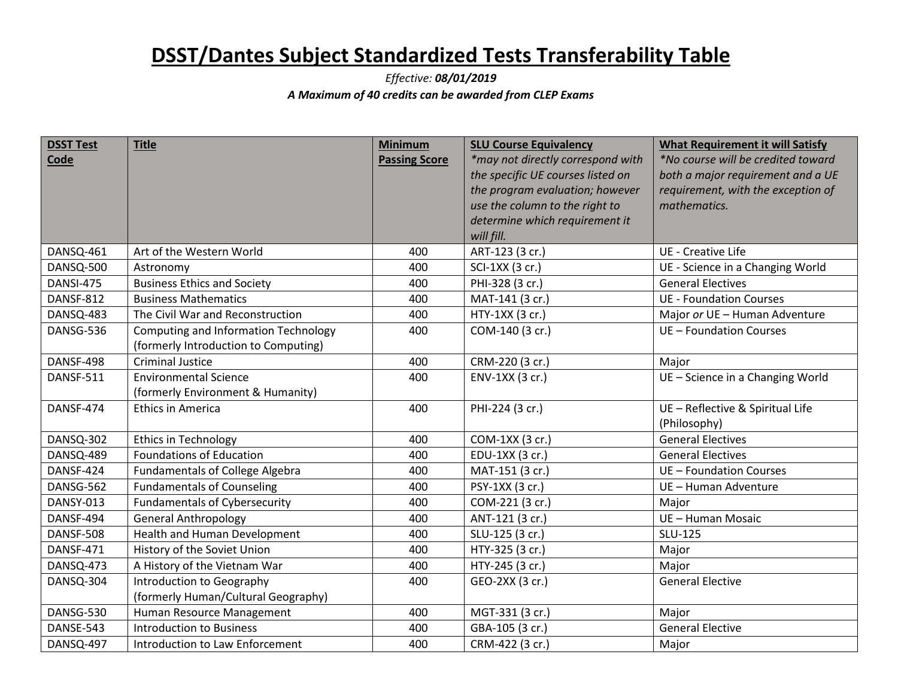# DSST/Dantes Subject Standardized Tests Transferability Table

*Effective: **08/01/2019***

***A Maximum of 40 credits can be awarded from CLEP Exams***

| **DSST Test Code** | **Title** | **Minimum Passing Score** | **SLU Course Equivalency** *\*may not directly correspond with the specific UE courses listed on the program evaluation; however use the column to the right to determine which requirement it will fill.* | **What Requirement it will Satisfy** *\*No course will be credited toward both a major requirement and a UE requirement, with the exception of mathematics.* |
|---|---|---|---|---|
| DANSQ-461 | Art of the Western World | 400 | ART-123 (3 cr.) | UE - Creative Life |
| DANSQ-500 | Astronomy | 400 | SCI-1XX (3 cr.) | UE - Science in a Changing World |
| DANSI-475 | Business Ethics and Society | 400 | PHI-328 (3 cr.) | General Electives |
| DANSF-812 | Business Mathematics | 400 | MAT-141 (3 cr.) | UE - Foundation Courses |
| DANSQ-483 | The Civil War and Reconstruction | 400 | HTY-1XX (3 cr.) | Major *or* UE – Human Adventure |
| DANSG-536 | Computing and Information Technology (formerly Introduction to Computing) | 400 | COM-140 (3 cr.) | UE – Foundation Courses |
| DANSF-498 | Criminal Justice | 400 | CRM-220 (3 cr.) | Major |
| DANSF-511 | Environmental Science (formerly Environment & Humanity) | 400 | ENV-1XX (3 cr.) | UE – Science in a Changing World |
| DANSF-474 | Ethics in America | 400 | PHI-224 (3 cr.) | UE – Reflective & Spiritual Life (Philosophy) |
| DANSQ-302 | Ethics in Technology | 400 | COM-1XX (3 cr.) | General Electives |
| DANSQ-489 | Foundations of Education | 400 | EDU-1XX (3 cr.) | General Electives |
| DANSF-424 | Fundamentals of College Algebra | 400 | MAT-151 (3 cr.) | UE – Foundation Courses |
| DANSG-562 | Fundamentals of Counseling | 400 | PSY-1XX (3 cr.) | UE – Human Adventure |
| DANSY-013 | Fundamentals of Cybersecurity | 400 | COM-221 (3 cr.) | Major |
| DANSF-494 | General Anthropology | 400 | ANT-121 (3 cr.) | UE – Human Mosaic |
| DANSF-508 | Health and Human Development | 400 | SLU-125 (3 cr.) | SLU-125 |
| DANSF-471 | History of the Soviet Union | 400 | HTY-325 (3 cr.) | Major |
| DANSQ-473 | A History of the Vietnam War | 400 | HTY-245 (3 cr.) | Major |
| DANSQ-304 | Introduction to Geography (formerly Human/Cultural Geography) | 400 | GEO-2XX (3 cr.) | General Elective |
| DANSG-530 | Human Resource Management | 400 | MGT-331 (3 cr.) | Major |
| DANSE-543 | Introduction to Business | 400 | GBA-105 (3 cr.) | General Elective |
| DANSQ-497 | Introduction to Law Enforcement | 400 | CRM-422 (3 cr.) | Major |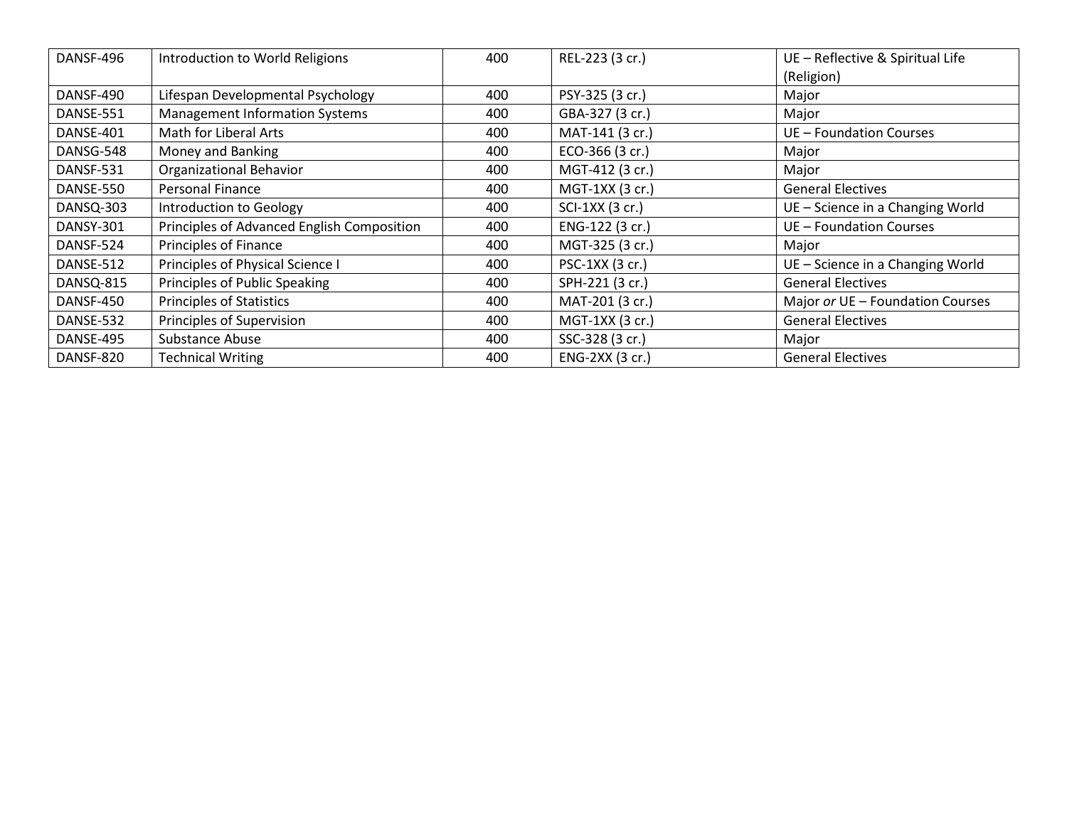| | | | | |
|---|---|---|---|---|
| DANSF-496 | Introduction to World Religions | 400 | REL-223 (3 cr.) | UE – Reflective & Spiritual Life (Religion) |
| DANSF-490 | Lifespan Developmental Psychology | 400 | PSY-325 (3 cr.) | Major |
| DANSE-551 | Management Information Systems | 400 | GBA-327 (3 cr.) | Major |
| DANSE-401 | Math for Liberal Arts | 400 | MAT-141 (3 cr.) | UE – Foundation Courses |
| DANSG-548 | Money and Banking | 400 | ECO-366 (3 cr.) | Major |
| DANSF-531 | Organizational Behavior | 400 | MGT-412 (3 cr.) | Major |
| DANSE-550 | Personal Finance | 400 | MGT-1XX (3 cr.) | General Electives |
| DANSQ-303 | Introduction to Geology | 400 | SCI-1XX (3 cr.) | UE – Science in a Changing World |
| DANSY-301 | Principles of Advanced English Composition | 400 | ENG-122 (3 cr.) | UE – Foundation Courses |
| DANSF-524 | Principles of Finance | 400 | MGT-325 (3 cr.) | Major |
| DANSE-512 | Principles of Physical Science I | 400 | PSC-1XX (3 cr.) | UE – Science in a Changing World |
| DANSQ-815 | Principles of Public Speaking | 400 | SPH-221 (3 cr.) | General Electives |
| DANSF-450 | Principles of Statistics | 400 | MAT-201 (3 cr.) | Major *or* UE – Foundation Courses |
| DANSE-532 | Principles of Supervision | 400 | MGT-1XX (3 cr.) | General Electives |
| DANSE-495 | Substance Abuse | 400 | SSC-328 (3 cr.) | Major |
| DANSF-820 | Technical Writing | 400 | ENG-2XX (3 cr.) | General Electives |